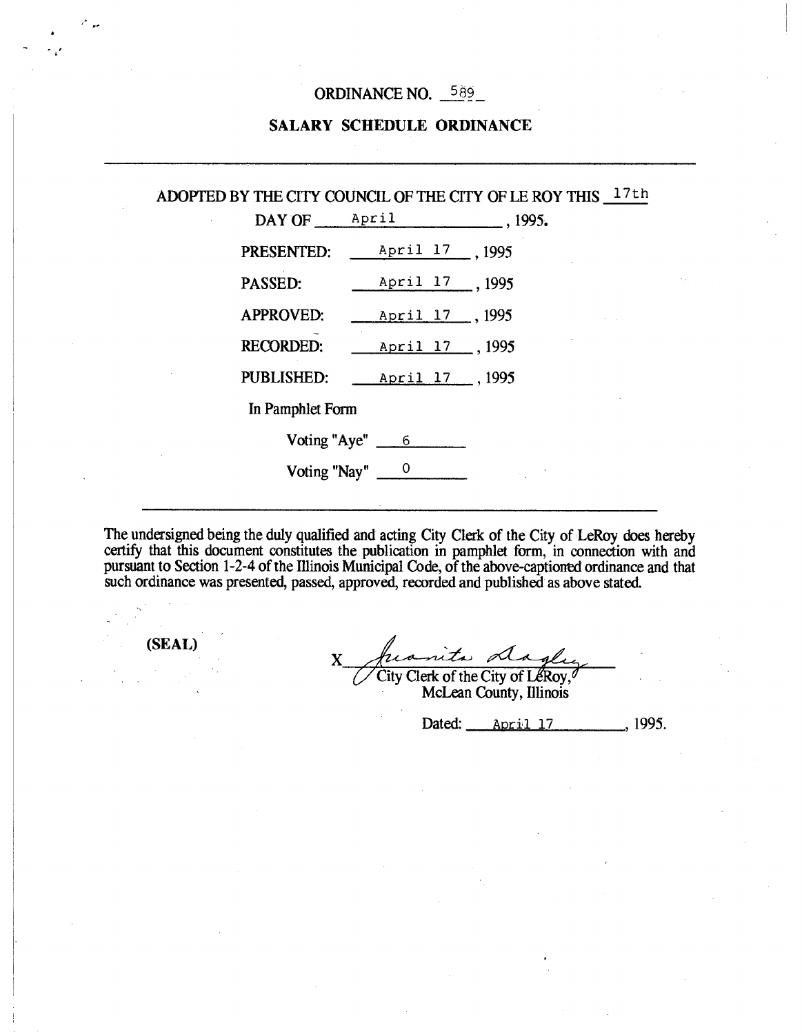# ORDINANCE NO. 589

## SALARY SCHEDULE ORDINANCE

---

ADOPTED BY THE CITY COUNCIL OF THE CITY OF LE ROY THIS 17th DAY OF April, 1995.

PRESENTED: April 17, 1995

PASSED: April 17, 1995

APPROVED: April 17, 1995

RECORDED: April 17, 1995

PUBLISHED: April 17, 1995

In Pamphlet Form

Voting "Aye" 6

Voting "Nay" 0

---

The undersigned being the duly qualified and acting City Clerk of the City of LeRoy does hereby certify that this document constitutes the publication in pamphlet form, in connection with and pursuant to Section 1-2-4 of the Illinois Municipal Code, of the above-captioned ordinance and that such ordinance was presented, passed, approved, recorded and published as above stated.

**(SEAL)**

X Juanita Dagley
City Clerk of the City of LeRoy,
McLean County, Illinois

Dated: April 17, 1995.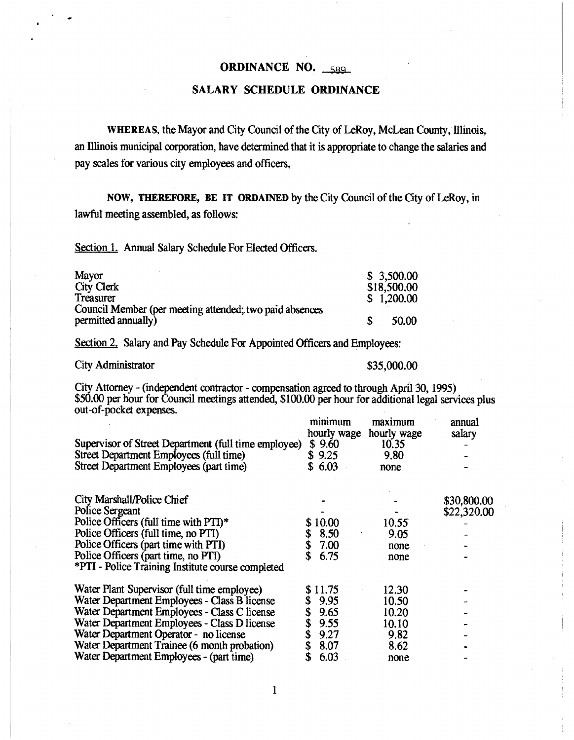# ORDINANCE NO. 589

## SALARY SCHEDULE ORDINANCE

**WHEREAS**, the Mayor and City Council of the City of LeRoy, McLean County, Illinois, an Illinois municipal corporation, have determined that it is appropriate to change the salaries and pay scales for various city employees and officers,

**NOW, THEREFORE, BE IT ORDAINED** by the City Council of the City of LeRoy, in lawful meeting assembled, as follows:

Section 1. Annual Salary Schedule For Elected Officers.

| | |
|---|---|
| Mayor | $ 3,500.00 |
| City Clerk | $18,500.00 |
| Treasurer | $ 1,200.00 |
| Council Member (per meeting attended; two paid absences permitted annually) | $ 50.00 |

Section 2. Salary and Pay Schedule For Appointed Officers and Employees:

| | |
|---|---|
| City Administrator | $35,000.00 |

City Attorney - (independent contractor - compensation agreed to through April 30, 1995) $50.00 per hour for Council meetings attended, $100.00 per hour for additional legal services plus out-of-pocket expenses.

| | minimum hourly wage | maximum hourly wage | annual salary |
|---|---|---|---|
| Supervisor of Street Department (full time employee) | $ 9.60 | 10.35 | - |
| Street Department Employees (full time) | $ 9.25 | 9.80 | - |
| Street Department Employees (part time) | $ 6.03 | none | - |
| City Marshall/Police Chief | - | - | $30,800.00 |
| Police Sergeant | - | - | $22,320.00 |
| Police Officers (full time with PTI)* | $ 10.00 | 10.55 | - |
| Police Officers (full time, no PTI) | $ 8.50 | 9.05 | - |
| Police Officers (part time with PTI) | $ 7.00 | none | - |
| Police Officers (part time, no PTI) | $ 6.75 | none | - |
| *PTI - Police Training Institute course completed | | | |
| Water Plant Supervisor (full time employee) | $ 11.75 | 12.30 | - |
| Water Department Employees - Class B license | $ 9.95 | 10.50 | - |
| Water Department Employees - Class C license | $ 9.65 | 10.20 | - |
| Water Department Employees - Class D license | $ 9.55 | 10.10 | - |
| Water Department Operator - no license | $ 9.27 | 9.82 | - |
| Water Department Trainee (6 month probation) | $ 8.07 | 8.62 | - |
| Water Department Employees - (part time) | $ 6.03 | none | - |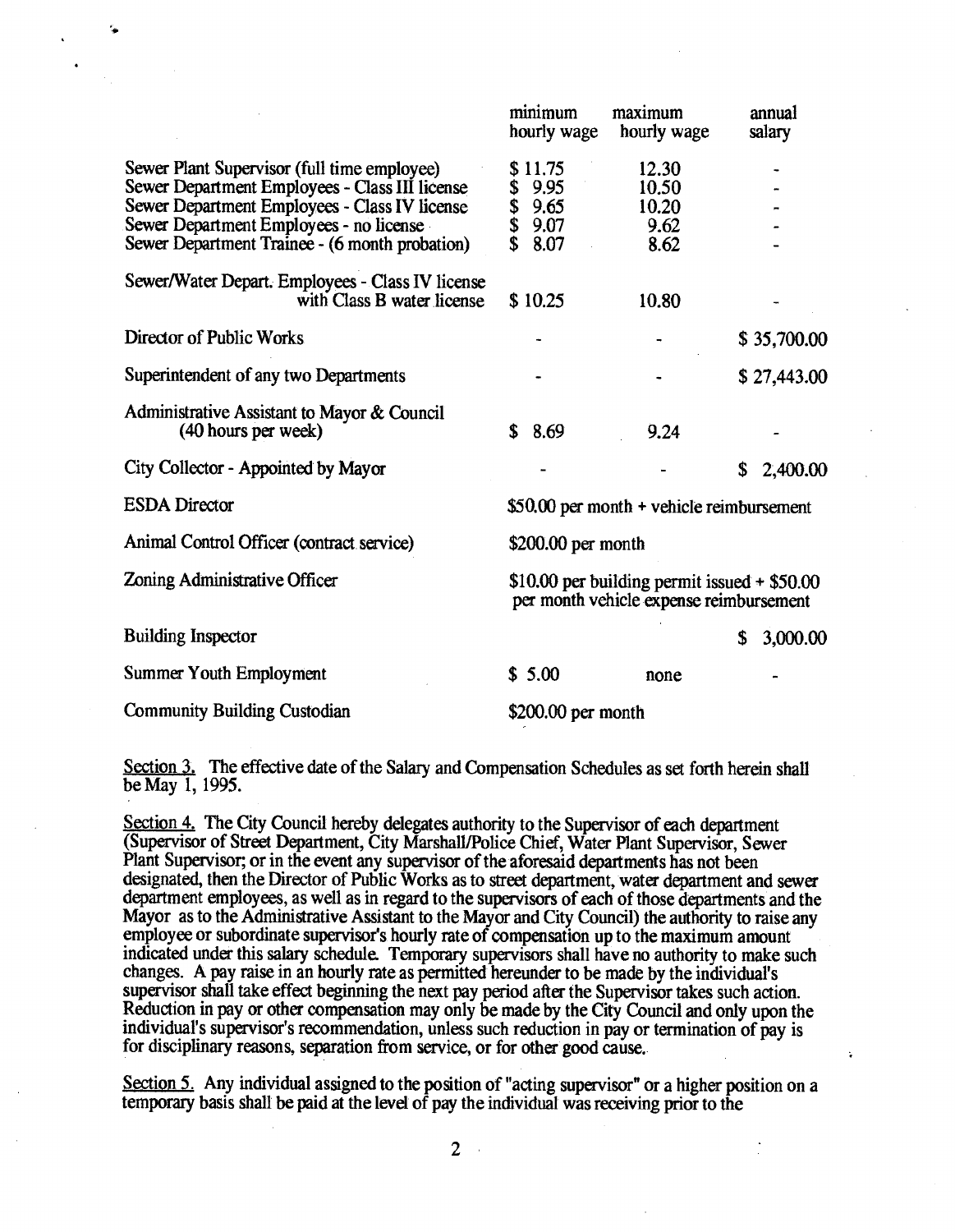| | minimum hourly wage | maximum hourly wage | annual salary |
|---|---|---|---|
| Sewer Plant Supervisor (full time employee) | $ 11.75 | 12.30 | - |
| Sewer Department Employees - Class III license | $ 9.95 | 10.50 | - |
| Sewer Department Employees - Class IV license | $ 9.65 | 10.20 | - |
| Sewer Department Employees - no license | $ 9.07 | 9.62 | - |
| Sewer Department Trainee - (6 month probation) | $ 8.07 | 8.62 | - |
| Sewer/Water Depart. Employees - Class IV license with Class B water license | $ 10.25 | 10.80 | - |
| Director of Public Works | - | - | $ 35,700.00 |
| Superintendent of any two Departments | - | - | $ 27,443.00 |
| Administrative Assistant to Mayor & Council (40 hours per week) | $ 8.69 | 9.24 | - |
| City Collector - Appointed by Mayor | - | - | $ 2,400.00 |
| ESDA Director | $50.00 per month + vehicle reimbursement | | |
| Animal Control Officer (contract service) | $200.00 per month | | |
| Zoning Administrative Officer | $10.00 per building permit issued + $50.00 per month vehicle expense reimbursement | | |
| Building Inspector | | | $ 3,000.00 |
| Summer Youth Employment | $ 5.00 | none | - |
| Community Building Custodian | $200.00 per month | | |

Section 3. The effective date of the Salary and Compensation Schedules as set forth herein shall be May 1, 1995.

Section 4. The City Council hereby delegates authority to the Supervisor of each department (Supervisor of Street Department, City Marshall/Police Chief, Water Plant Supervisor, Sewer Plant Supervisor; or in the event any supervisor of the aforesaid departments has not been designated, then the Director of Public Works as to street department, water department and sewer department employees, as well as in regard to the supervisors of each of those departments and the Mayor as to the Administrative Assistant to the Mayor and City Council) the authority to raise any employee or subordinate supervisor's hourly rate of compensation up to the maximum amount indicated under this salary schedule. Temporary supervisors shall have no authority to make such changes. A pay raise in an hourly rate as permitted hereunder to be made by the individual's supervisor shall take effect beginning the next pay period after the Supervisor takes such action. Reduction in pay or other compensation may only be made by the City Council and only upon the individual's supervisor's recommendation, unless such reduction in pay or termination of pay is for disciplinary reasons, separation from service, or for other good cause.

Section 5. Any individual assigned to the position of "acting supervisor" or a higher position on a temporary basis shall be paid at the level of pay the individual was receiving prior to the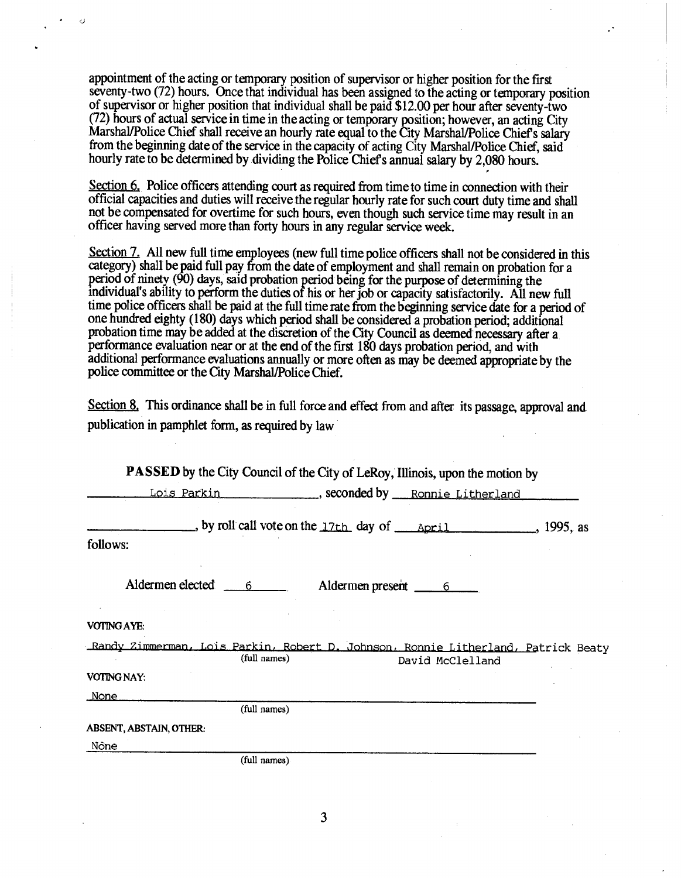appointment of the acting or temporary position of supervisor or higher position for the first seventy-two (72) hours. Once that individual has been assigned to the acting or temporary position of supervisor or higher position that individual shall be paid $12.00 per hour after seventy-two (72) hours of actual service in time in the acting or temporary position; however, an acting City Marshal/Police Chief shall receive an hourly rate equal to the City Marshal/Police Chief's salary from the beginning date of the service in the capacity of acting City Marshal/Police Chief, said hourly rate to be determined by dividing the Police Chief's annual salary by 2,080 hours.

Section 6. Police officers attending court as required from time to time in connection with their official capacities and duties will receive the regular hourly rate for such court duty time and shall not be compensated for overtime for such hours, even though such service time may result in an officer having served more than forty hours in any regular service week.

Section 7. All new full time employees (new full time police officers shall not be considered in this category) shall be paid full pay from the date of employment and shall remain on probation for a period of ninety (90) days, said probation period being for the purpose of determining the individual's ability to perform the duties of his or her job or capacity satisfactorily. All new full time police officers shall be paid at the full time rate from the beginning service date for a period of one hundred eighty (180) days which period shall be considered a probation period; additional probation time may be added at the discretion of the City Council as deemed necessary after a performance evaluation near or at the end of the first 180 days probation period, and with additional performance evaluations annually or more often as may be deemed appropriate by the police committee or the City Marshal/Police Chief.

Section 8. This ordinance shall be in full force and effect from and after its passage, approval and publication in pamphlet form, as required by law

**PASSED** by the City Council of the City of LeRoy, Illinois, upon the motion by Lois Parkin, seconded by Ronnie Litherland, by roll call vote on the 17th day of April, 1995, as follows:

Aldermen elected 6 Aldermen present 6

VOTING AYE:

Randy Zimmerman, Lois Parkin, Robert D. Johnson, Ronnie Litherland, Patrick Beaty David McClelland
(full names)

VOTING NAY:

None
(full names)

ABSENT, ABSTAIN, OTHER:

None
(full names)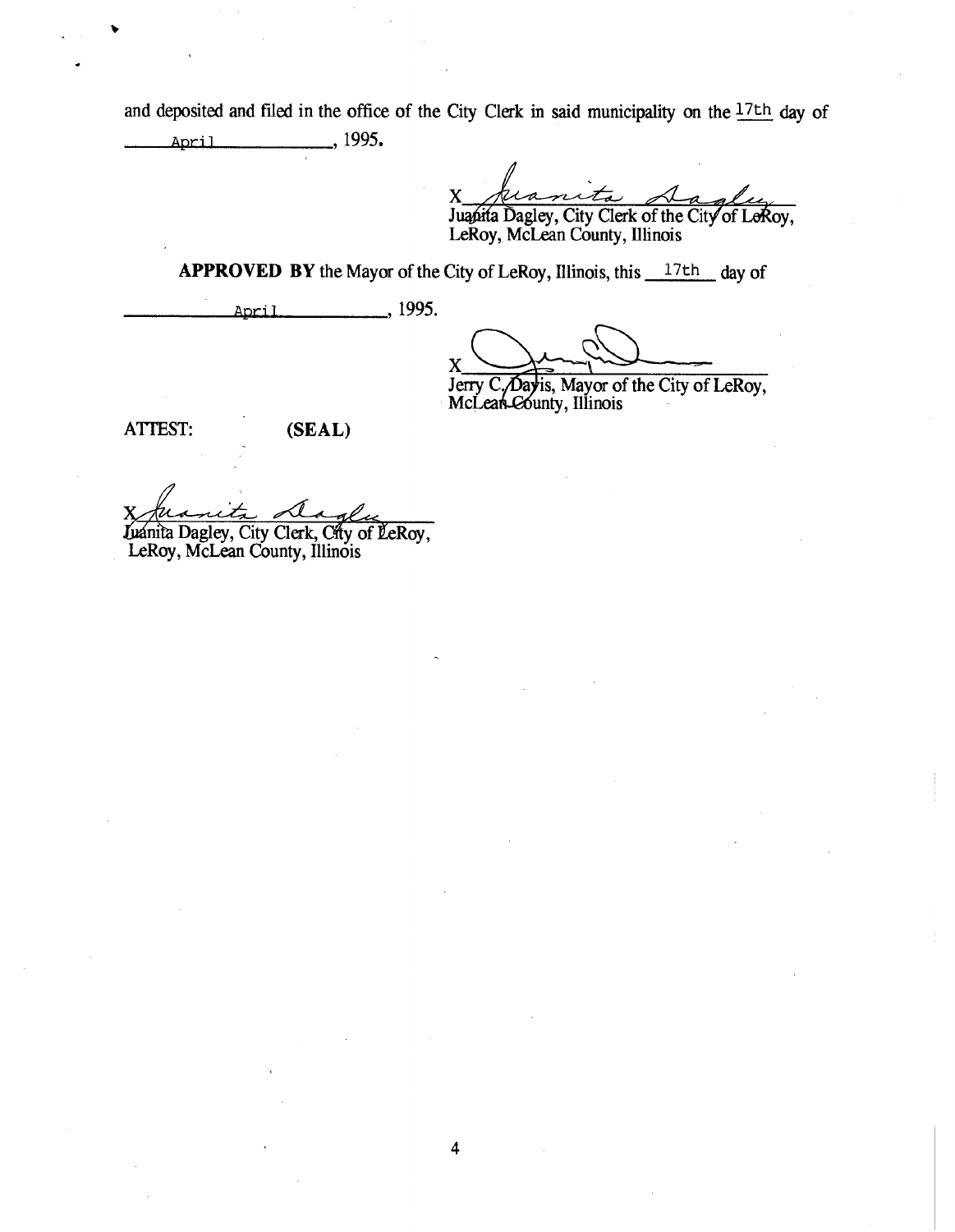and deposited and filed in the office of the City Clerk in said municipality on the 17th day of April, 1995.

X *Juanita Dagley*
Juanita Dagley, City Clerk of the City of LeRoy,
LeRoy, McLean County, Illinois

**APPROVED BY** the Mayor of the City of LeRoy, Illinois, this 17th day of April, 1995.

X *(signature)*
Jerry C. Davis, Mayor of the City of LeRoy,
McLean County, Illinois

ATTEST: **(SEAL)**

X *Juanita Dagley*
Juanita Dagley, City Clerk, City of LeRoy,
LeRoy, McLean County, Illinois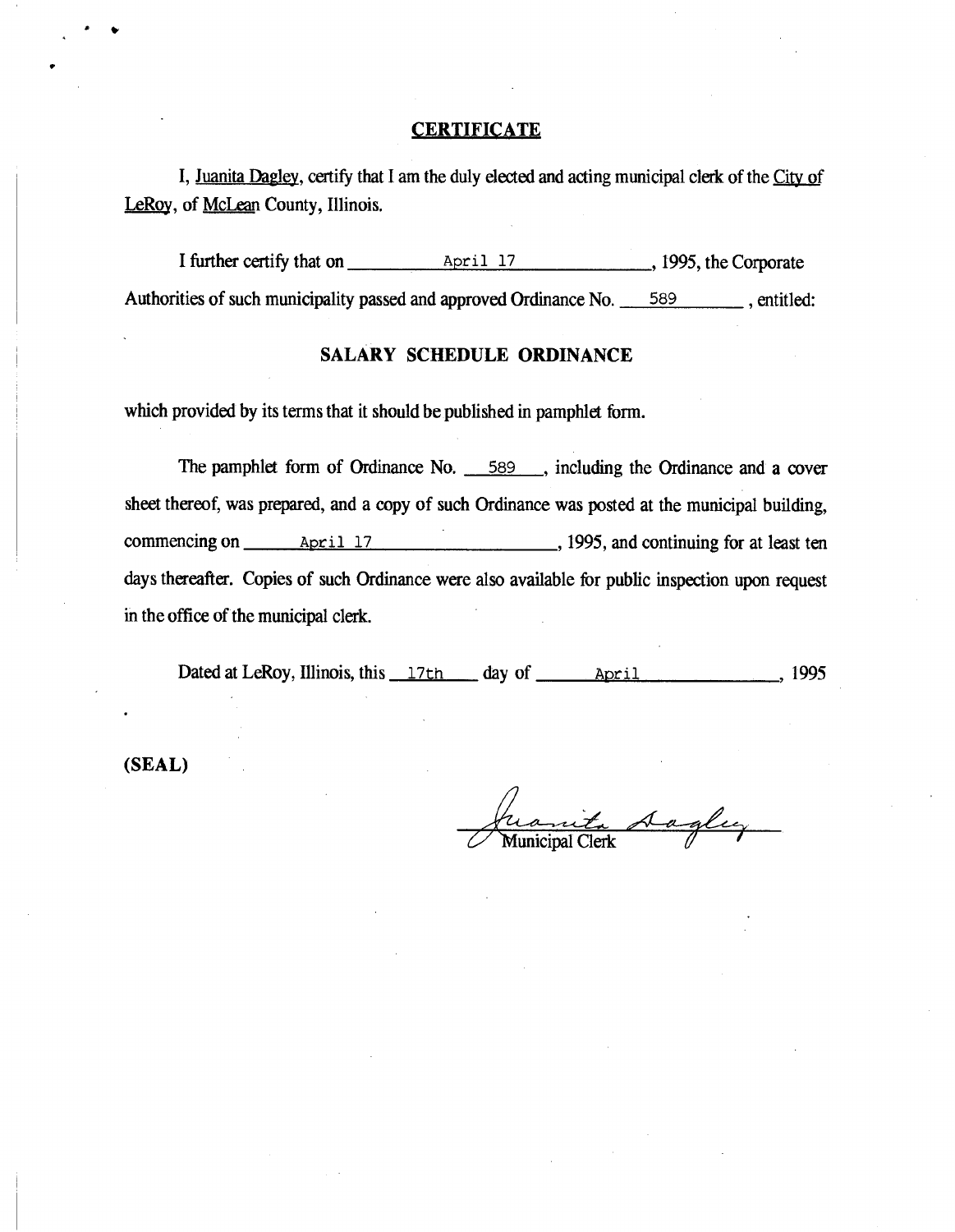# CERTIFICATE

I, Juanita Dagley, certify that I am the duly elected and acting municipal clerk of the City of LeRoy, of McLean County, Illinois.

I further certify that on April 17, 1995, the Corporate Authorities of such municipality passed and approved Ordinance No. 589, entitled:

## SALARY SCHEDULE ORDINANCE

which provided by its terms that it should be published in pamphlet form.

The pamphlet form of Ordinance No. 589, including the Ordinance and a cover sheet thereof, was prepared, and a copy of such Ordinance was posted at the municipal building, commencing on April 17, 1995, and continuing for at least ten days thereafter. Copies of such Ordinance were also available for public inspection upon request in the office of the municipal clerk.

Dated at LeRoy, Illinois, this 17th day of April, 1995

**(SEAL)**

Juanita Dagley
Municipal Clerk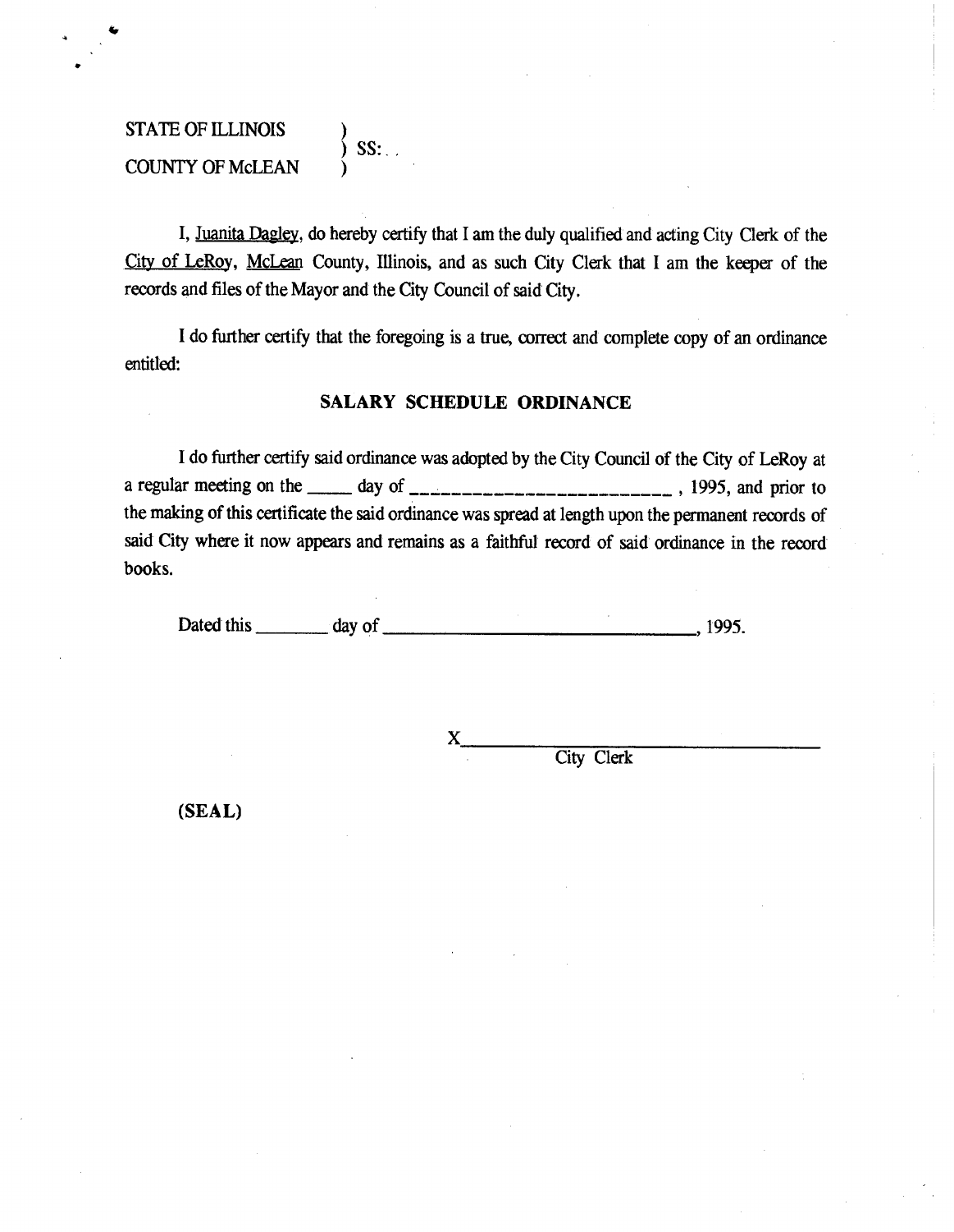STATE OF ILLINOIS )
) SS:
COUNTY OF McLEAN )

I, Juanita Dagley, do hereby certify that I am the duly qualified and acting City Clerk of the City of LeRoy, McLean County, Illinois, and as such City Clerk that I am the keeper of the records and files of the Mayor and the City Council of said City.

I do further certify that the foregoing is a true, correct and complete copy of an ordinance entitled:

**SALARY SCHEDULE ORDINANCE**

I do further certify said ordinance was adopted by the City Council of the City of LeRoy at a regular meeting on the _____ day of _________________________, 1995, and prior to the making of this certificate the said ordinance was spread at length upon the permanent records of said City where it now appears and remains as a faithful record of said ordinance in the record books.

Dated this ________ day of ________________________________, 1995.

X________________________________
City Clerk

**(SEAL)**